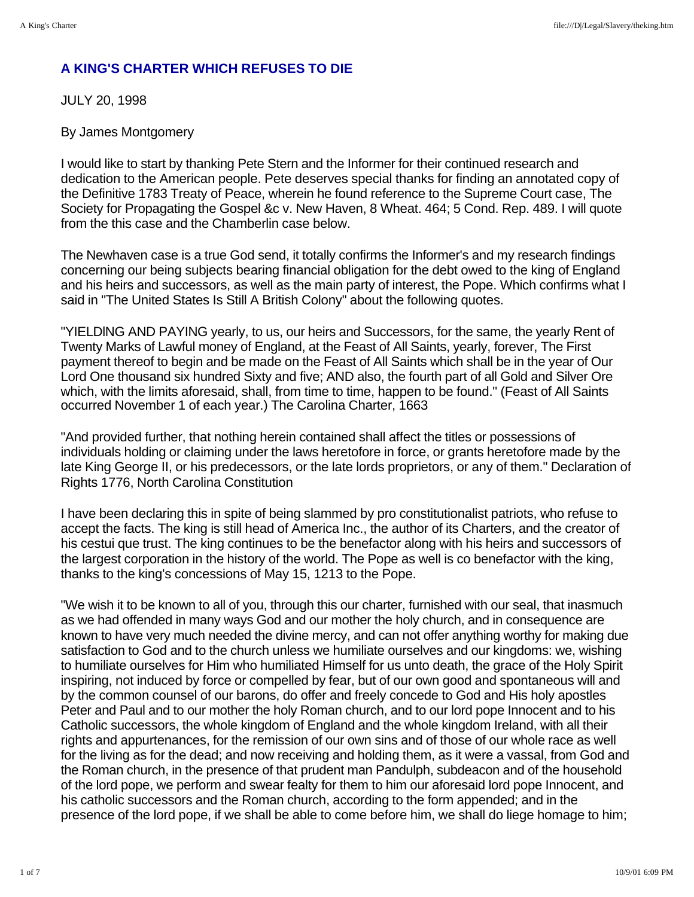## A KING'S CHARTER WHICH REFUSES TO DIE

JULY 20, 1998

By James Montgomery

I would like to start by thanking Pete Stern and the Informer for their continued research and dedication to the American people. Pete deserves special thanks for finding an annotated copy of the Definitive 1783 Treaty of Peace, wherein he found reference to the Supreme Court case, The Society for Propagating the Gospel &c v. New Haven, 8 Wheat. 464; 5 Cond. Rep. 489. I will quote from the this case and the Chamberlin case below.

The Newhaven case is a true God send, it totally confirms the Informer's and my research findings concerning our being subjects bearing financial obligation for the debt owed to the king of England and his heirs and successors, as well as the main party of interest, the Pope. Which confirms what I said in "The United States Is Still A British Colony" about the following quotes.

"YIELDlNG AND PAYING yearly, to us, our heirs and Successors, for the same, the yearly Rent of Twenty Marks of Lawful money of England, at the Feast of All Saints, yearly, forever, The First payment thereof to begin and be made on the Feast of All Saints which shall be in the year of Our Lord One thousand six hundred Sixty and five; AND also, the fourth part of all Gold and Silver Ore which, with the limits aforesaid, shall, from time to time, happen to be found." (Feast of All Saints occurred November 1 of each year.) The Carolina Charter, 1663

"And provided further, that nothing herein contained shall affect the titles or possessions of individuals holding or claiming under the laws heretofore in force, or grants heretofore made by the late King George II, or his predecessors, or the late lords proprietors, or any of them." Declaration of Rights 1776, North Carolina Constitution

I have been declaring this in spite of being slammed by pro constitutionalist patriots, who refuse to accept the facts. The king is still head of America Inc., the author of its Charters, and the creator of his cestui que trust. The king continues to be the benefactor along with his heirs and successors of the largest corporation in the history of the world. The Pope as well is co benefactor with the king, thanks to the king's concessions of May 15, 1213 to the Pope.

"We wish it to be known to all of you, through this our charter, furnished with our seal, that inasmuch as we had offended in many ways God and our mother the holy church, and in consequence are known to have very much needed the divine mercy, and can not offer anything worthy for making due satisfaction to God and to the church unless we humiliate ourselves and our kingdoms: we, wishing to humiliate ourselves for Him who humiliated Himself for us unto death, the grace of the Holy Spirit inspiring, not induced by force or compelled by fear, but of our own good and spontaneous will and by the common counsel of our barons, do offer and freely concede to God and His holy apostles Peter and Paul and to our mother the holy Roman church, and to our lord pope Innocent and to his Catholic successors, the whole kingdom of England and the whole kingdom Ireland, with all their rights and appurtenances, for the remission of our own sins and of those of our whole race as well for the living as for the dead; and now receiving and holding them, as it were a vassal, from God and the Roman church, in the presence of that prudent man Pandulph, subdeacon and of the household of the lord pope, we perform and swear fealty for them to him our aforesaid lord pope Innocent, and his catholic successors and the Roman church, according to the form appended; and in the presence of the lord pope, if we shall be able to come before him, we shall do liege homage to him;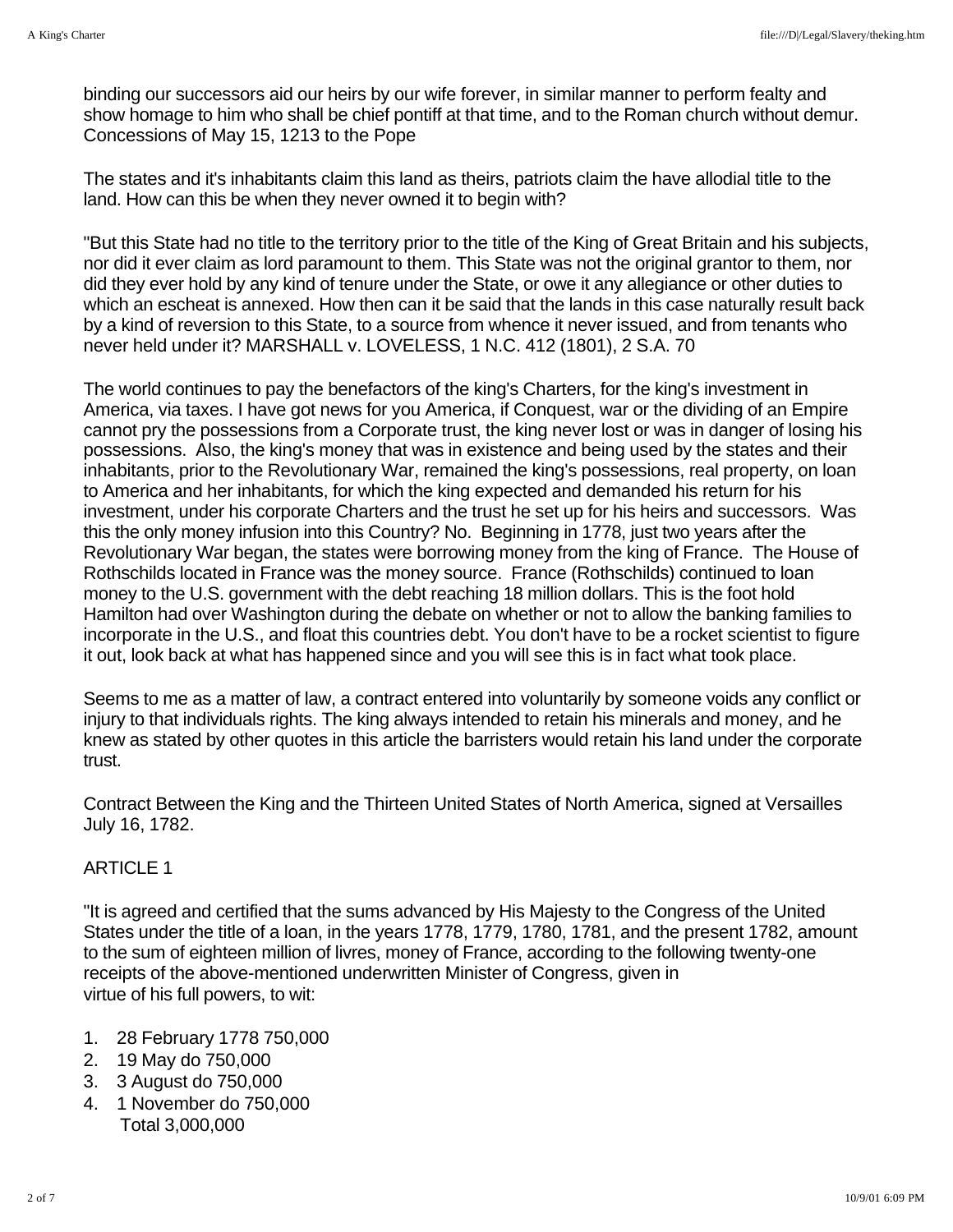binding our successors aid our heirs by our wife forever, in similar manner to perform fealty and show homage to him who shall be chief pontiff at that time, and to the Roman church without demur. Concessions of May 15, 1213 to the Pope

The states and it's inhabitants claim this land as theirs, patriots claim the have allodial title to the land. How can this be when they never owned it to begin with?

"But this State had no title to the territory prior to the title of the King of Great Britain and his subjects, nor did it ever claim as lord paramount to them. This State was not the original grantor to them, nor did they ever hold by any kind of tenure under the State, or owe it any allegiance or other duties to which an escheat is annexed. How then can it be said that the lands in this case naturally result back by a kind of reversion to this State, to a source from whence it never issued, and from tenants who never held under it? MARSHALL v. LOVELESS, 1 N.C. 412 (1801), 2 S.A. 70

The world continues to pay the benefactors of the king's Charters, for the king's investment in America, via taxes. I have got news for you America, if Conquest, war or the dividing of an Empire cannot pry the possessions from a Corporate trust, the king never lost or was in danger of losing his possessions. Also, the king's money that was in existence and being used by the states and their inhabitants, prior to the Revolutionary War, remained the king's possessions, real property, on loan to America and her inhabitants, for which the king expected and demanded his return for his investment, under his corporate Charters and the trust he set up for his heirs and successors. Was this the only money infusion into this Country? No. Beginning in 1778, just two years after the Revolutionary War began, the states were borrowing money from the king of France. The House of Rothschilds located in France was the money source. France (Rothschilds) continued to loan money to the U.S. government with the debt reaching 18 million dollars. This is the foot hold Hamilton had over Washington during the debate on whether or not to allow the banking families to incorporate in the U.S., and float this countries debt. You don't have to be a rocket scientist to figure it out, look back at what has happened since and you will see this is in fact what took place.

Seems to me as a matter of law, a contract entered into voluntarily by someone voids any conflict or injury to that individuals rights. The king always intended to retain his minerals and money, and he knew as stated by other quotes in this article the barristers would retain his land under the corporate trust.

Contract Between the King and the Thirteen United States of North America, signed at Versailles July 16, 1782.

ARTICLE 1

"It is agreed and certified that the sums advanced by His Majesty to the Congress of the United States under the title of a loan, in the years 1778, 1779, 1780, 1781, and the present 1782, amount to the sum of eighteen million of livres, money of France, according to the following twenty-one receipts of the above-mentioned underwritten Minister of Congress, given in virtue of his full powers, to wit:

1. 28 February 1778 750,000
2. 19 May do 750,000
3. 3 August do 750,000
4. 1 November do 750,000
   Total 3,000,000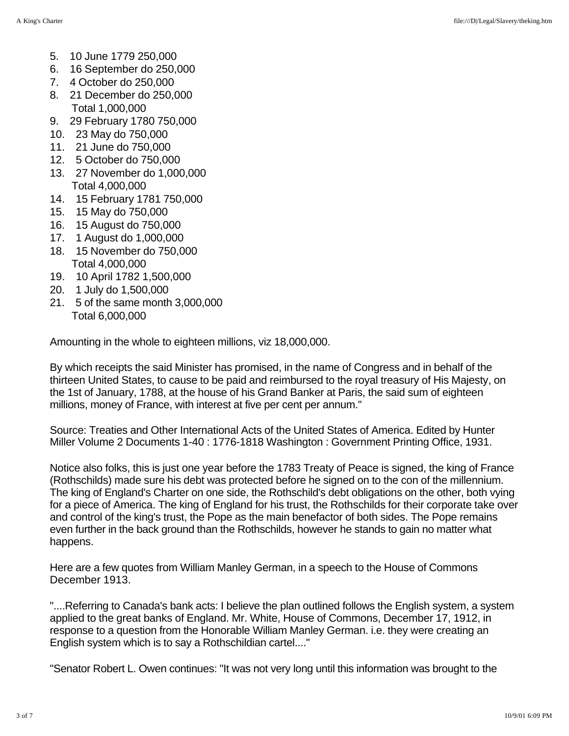5. 10 June 1779 250,000
6. 16 September do 250,000
7. 4 October do 250,000
8. 21 December do 250,000
   Total 1,000,000
9. 29 February 1780 750,000
10. 23 May do 750,000
11. 21 June do 750,000
12. 5 October do 750,000
13. 27 November do 1,000,000
    Total 4,000,000
14. 15 February 1781 750,000
15. 15 May do 750,000
16. 15 August do 750,000
17. 1 August do 1,000,000
18. 15 November do 750,000
    Total 4,000,000
19. 10 April 1782 1,500,000
20. 1 July do 1,500,000
21. 5 of the same month 3,000,000
    Total 6,000,000

Amounting in the whole to eighteen millions, viz 18,000,000.

By which receipts the said Minister has promised, in the name of Congress and in behalf of the thirteen United States, to cause to be paid and reimbursed to the royal treasury of His Majesty, on the 1st of January, 1788, at the house of his Grand Banker at Paris, the said sum of eighteen millions, money of France, with interest at five per cent per annum."

Source: Treaties and Other International Acts of the United States of America. Edited by Hunter Miller Volume 2 Documents 1-40 : 1776-1818 Washington : Government Printing Office, 1931.

Notice also folks, this is just one year before the 1783 Treaty of Peace is signed, the king of France (Rothschilds) made sure his debt was protected before he signed on to the con of the millennium. The king of England's Charter on one side, the Rothschild's debt obligations on the other, both vying for a piece of America. The king of England for his trust, the Rothschilds for their corporate take over and control of the king's trust, the Pope as the main benefactor of both sides. The Pope remains even further in the back ground than the Rothschilds, however he stands to gain no matter what happens.

Here are a few quotes from William Manley German, in a speech to the House of Commons December 1913.

"....Referring to Canada's bank acts: I believe the plan outlined follows the English system, a system applied to the great banks of England. Mr. White, House of Commons, December 17, 1912, in response to a question from the Honorable William Manley German. i.e. they were creating an English system which is to say a Rothschildian cartel...."

"Senator Robert L. Owen continues: "It was not very long until this information was brought to the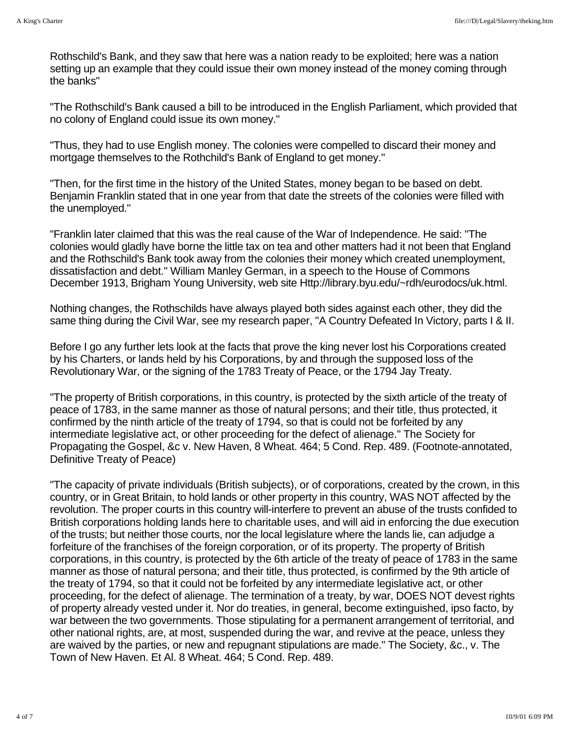Rothschild's Bank, and they saw that here was a nation ready to be exploited; here was a nation setting up an example that they could issue their own money instead of the money coming through the banks"

"The Rothschild's Bank caused a bill to be introduced in the English Parliament, which provided that no colony of England could issue its own money."

"Thus, they had to use English money. The colonies were compelled to discard their money and mortgage themselves to the Rothchild's Bank of England to get money."

"Then, for the first time in the history of the United States, money began to be based on debt. Benjamin Franklin stated that in one year from that date the streets of the colonies were filled with the unemployed."

"Franklin later claimed that this was the real cause of the War of Independence. He said: "The colonies would gladly have borne the little tax on tea and other matters had it not been that England and the Rothschild's Bank took away from the colonies their money which created unemployment, dissatisfaction and debt." William Manley German, in a speech to the House of Commons December 1913, Brigham Young University, web site Http://library.byu.edu/~rdh/eurodocs/uk.html.

Nothing changes, the Rothschilds have always played both sides against each other, they did the same thing during the Civil War, see my research paper, "A Country Defeated In Victory, parts I & II.

Before I go any further lets look at the facts that prove the king never lost his Corporations created by his Charters, or lands held by his Corporations, by and through the supposed loss of the Revolutionary War, or the signing of the 1783 Treaty of Peace, or the 1794 Jay Treaty.

"The property of British corporations, in this country, is protected by the sixth article of the treaty of peace of 1783, in the same manner as those of natural persons; and their title, thus protected, it confirmed by the ninth article of the treaty of 1794, so that is could not be forfeited by any intermediate legislative act, or other proceeding for the defect of alienage." The Society for Propagating the Gospel, &c v. New Haven, 8 Wheat. 464; 5 Cond. Rep. 489. (Footnote-annotated, Definitive Treaty of Peace)

"The capacity of private individuals (British subjects), or of corporations, created by the crown, in this country, or in Great Britain, to hold lands or other property in this country, WAS NOT affected by the revolution. The proper courts in this country will-interfere to prevent an abuse of the trusts confided to British corporations holding lands here to charitable uses, and will aid in enforcing the due execution of the trusts; but neither those courts, nor the local legislature where the lands lie, can adjudge a forfeiture of the franchises of the foreign corporation, or of its property. The property of British corporations, in this country, is protected by the 6th article of the treaty of peace of 1783 in the same manner as those of natural persona; and their title, thus protected, is confirmed by the 9th article of the treaty of 1794, so that it could not be forfeited by any intermediate legislative act, or other proceeding, for the defect of alienage. The termination of a treaty, by war, DOES NOT devest rights of property already vested under it. Nor do treaties, in general, become extinguished, ipso facto, by war between the two governments. Those stipulating for a permanent arrangement of territorial, and other national rights, are, at most, suspended during the war, and revive at the peace, unless they are waived by the parties, or new and repugnant stipulations are made." The Society, &c., v. The Town of New Haven. Et Al. 8 Wheat. 464; 5 Cond. Rep. 489.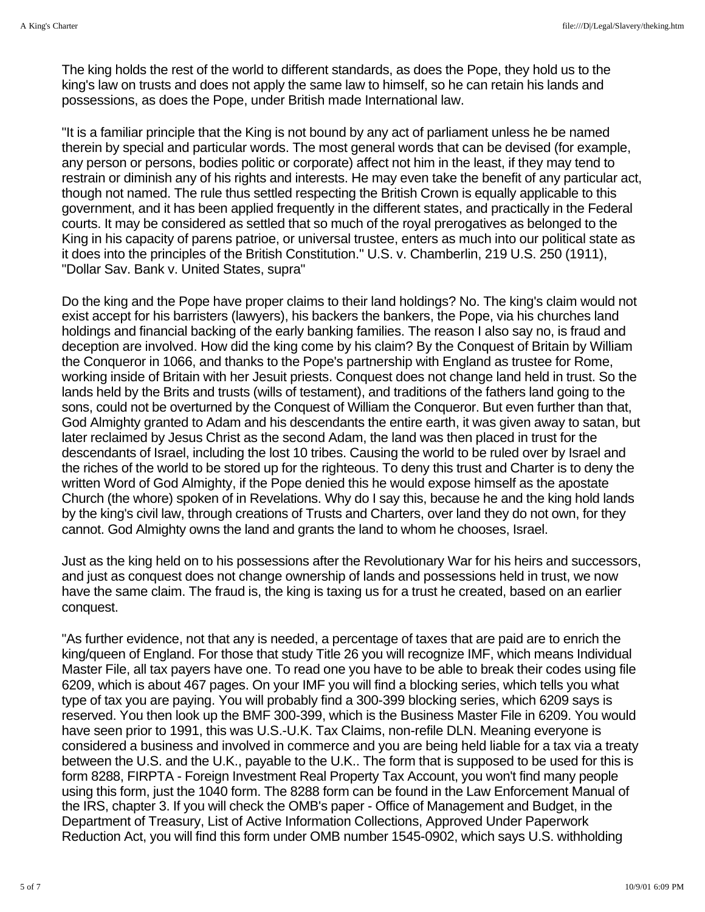The king holds the rest of the world to different standards, as does the Pope, they hold us to the king's law on trusts and does not apply the same law to himself, so he can retain his lands and possessions, as does the Pope, under British made International law.

"It is a familiar principle that the King is not bound by any act of parliament unless he be named therein by special and particular words. The most general words that can be devised (for example, any person or persons, bodies politic or corporate) affect not him in the least, if they may tend to restrain or diminish any of his rights and interests. He may even take the benefit of any particular act, though not named. The rule thus settled respecting the British Crown is equally applicable to this government, and it has been applied frequently in the different states, and practically in the Federal courts. It may be considered as settled that so much of the royal prerogatives as belonged to the King in his capacity of parens patrioe, or universal trustee, enters as much into our political state as it does into the principles of the British Constitution." U.S. v. Chamberlin, 219 U.S. 250 (1911), "Dollar Sav. Bank v. United States, supra"

Do the king and the Pope have proper claims to their land holdings? No. The king's claim would not exist accept for his barristers (lawyers), his backers the bankers, the Pope, via his churches land holdings and financial backing of the early banking families. The reason I also say no, is fraud and deception are involved. How did the king come by his claim? By the Conquest of Britain by William the Conqueror in 1066, and thanks to the Pope's partnership with England as trustee for Rome, working inside of Britain with her Jesuit priests. Conquest does not change land held in trust. So the lands held by the Brits and trusts (wills of testament), and traditions of the fathers land going to the sons, could not be overturned by the Conquest of William the Conqueror. But even further than that, God Almighty granted to Adam and his descendants the entire earth, it was given away to satan, but later reclaimed by Jesus Christ as the second Adam, the land was then placed in trust for the descendants of Israel, including the lost 10 tribes. Causing the world to be ruled over by Israel and the riches of the world to be stored up for the righteous. To deny this trust and Charter is to deny the written Word of God Almighty, if the Pope denied this he would expose himself as the apostate Church (the whore) spoken of in Revelations. Why do I say this, because he and the king hold lands by the king's civil law, through creations of Trusts and Charters, over land they do not own, for they cannot. God Almighty owns the land and grants the land to whom he chooses, Israel.

Just as the king held on to his possessions after the Revolutionary War for his heirs and successors, and just as conquest does not change ownership of lands and possessions held in trust, we now have the same claim. The fraud is, the king is taxing us for a trust he created, based on an earlier conquest.

"As further evidence, not that any is needed, a percentage of taxes that are paid are to enrich the king/queen of England. For those that study Title 26 you will recognize IMF, which means Individual Master File, all tax payers have one. To read one you have to be able to break their codes using file 6209, which is about 467 pages. On your IMF you will find a blocking series, which tells you what type of tax you are paying. You will probably find a 300-399 blocking series, which 6209 says is reserved. You then look up the BMF 300-399, which is the Business Master File in 6209. You would have seen prior to 1991, this was U.S.-U.K. Tax Claims, non-refile DLN. Meaning everyone is considered a business and involved in commerce and you are being held liable for a tax via a treaty between the U.S. and the U.K., payable to the U.K.. The form that is supposed to be used for this is form 8288, FIRPTA - Foreign Investment Real Property Tax Account, you won't find many people using this form, just the 1040 form. The 8288 form can be found in the Law Enforcement Manual of the IRS, chapter 3. If you will check the OMB's paper - Office of Management and Budget, in the Department of Treasury, List of Active Information Collections, Approved Under Paperwork Reduction Act, you will find this form under OMB number 1545-0902, which says U.S. withholding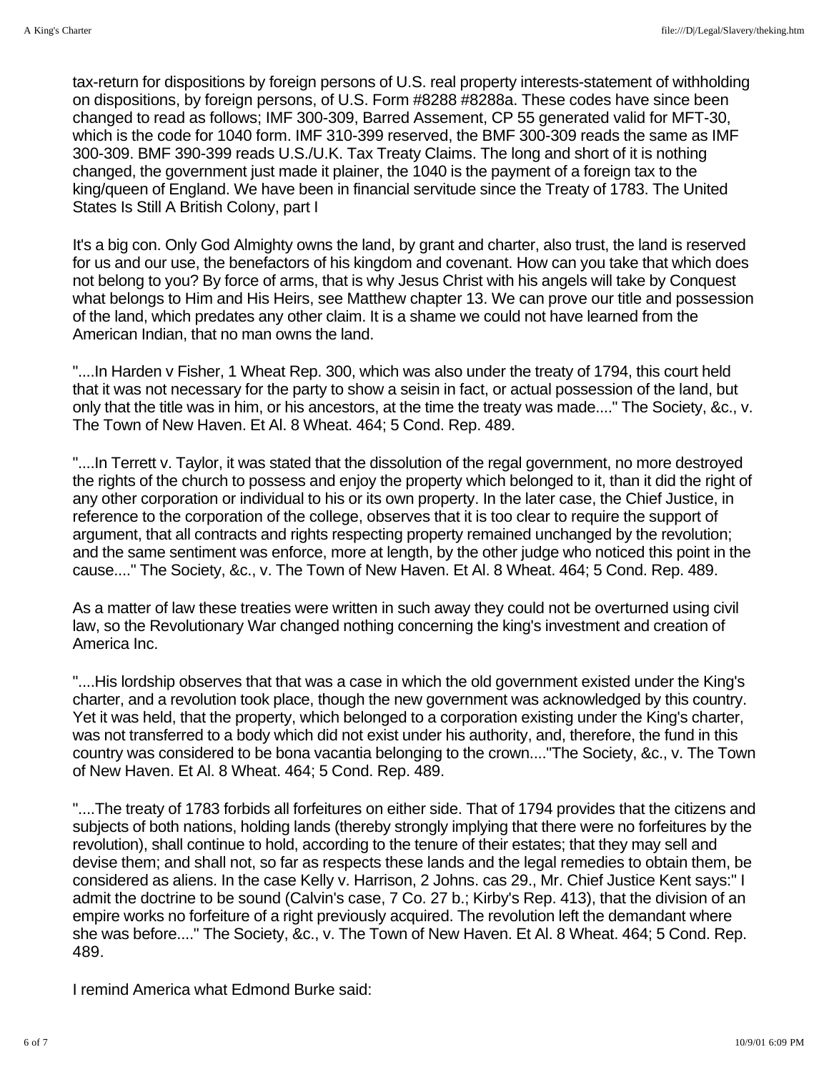tax-return for dispositions by foreign persons of U.S. real property interests-statement of withholding on dispositions, by foreign persons, of U.S. Form #8288 #8288a. These codes have since been changed to read as follows; IMF 300-309, Barred Assement, CP 55 generated valid for MFT-30, which is the code for 1040 form. IMF 310-399 reserved, the BMF 300-309 reads the same as IMF 300-309. BMF 390-399 reads U.S./U.K. Tax Treaty Claims. The long and short of it is nothing changed, the government just made it plainer, the 1040 is the payment of a foreign tax to the king/queen of England. We have been in financial servitude since the Treaty of 1783. The United States Is Still A British Colony, part I

It's a big con. Only God Almighty owns the land, by grant and charter, also trust, the land is reserved for us and our use, the benefactors of his kingdom and covenant. How can you take that which does not belong to you? By force of arms, that is why Jesus Christ with his angels will take by Conquest what belongs to Him and His Heirs, see Matthew chapter 13. We can prove our title and possession of the land, which predates any other claim. It is a shame we could not have learned from the American Indian, that no man owns the land.

"....In Harden v Fisher, 1 Wheat Rep. 300, which was also under the treaty of 1794, this court held that it was not necessary for the party to show a seisin in fact, or actual possession of the land, but only that the title was in him, or his ancestors, at the time the treaty was made...." The Society, &c., v. The Town of New Haven. Et Al. 8 Wheat. 464; 5 Cond. Rep. 489.

"....In Terrett v. Taylor, it was stated that the dissolution of the regal government, no more destroyed the rights of the church to possess and enjoy the property which belonged to it, than it did the right of any other corporation or individual to his or its own property. In the later case, the Chief Justice, in reference to the corporation of the college, observes that it is too clear to require the support of argument, that all contracts and rights respecting property remained unchanged by the revolution; and the same sentiment was enforce, more at length, by the other judge who noticed this point in the cause...." The Society, &c., v. The Town of New Haven. Et Al. 8 Wheat. 464; 5 Cond. Rep. 489.

As a matter of law these treaties were written in such away they could not be overturned using civil law, so the Revolutionary War changed nothing concerning the king's investment and creation of America Inc.

"....His lordship observes that that was a case in which the old government existed under the King's charter, and a revolution took place, though the new government was acknowledged by this country. Yet it was held, that the property, which belonged to a corporation existing under the King's charter, was not transferred to a body which did not exist under his authority, and, therefore, the fund in this country was considered to be bona vacantia belonging to the crown...."The Society, &c., v. The Town of New Haven. Et Al. 8 Wheat. 464; 5 Cond. Rep. 489.

"....The treaty of 1783 forbids all forfeitures on either side. That of 1794 provides that the citizens and subjects of both nations, holding lands (thereby strongly implying that there were no forfeitures by the revolution), shall continue to hold, according to the tenure of their estates; that they may sell and devise them; and shall not, so far as respects these lands and the legal remedies to obtain them, be considered as aliens. In the case Kelly v. Harrison, 2 Johns. cas 29., Mr. Chief Justice Kent says:" I admit the doctrine to be sound (Calvin's case, 7 Co. 27 b.; Kirby's Rep. 413), that the division of an empire works no forfeiture of a right previously acquired. The revolution left the demandant where she was before...." The Society, &c., v. The Town of New Haven. Et Al. 8 Wheat. 464; 5 Cond. Rep. 489.

I remind America what Edmond Burke said: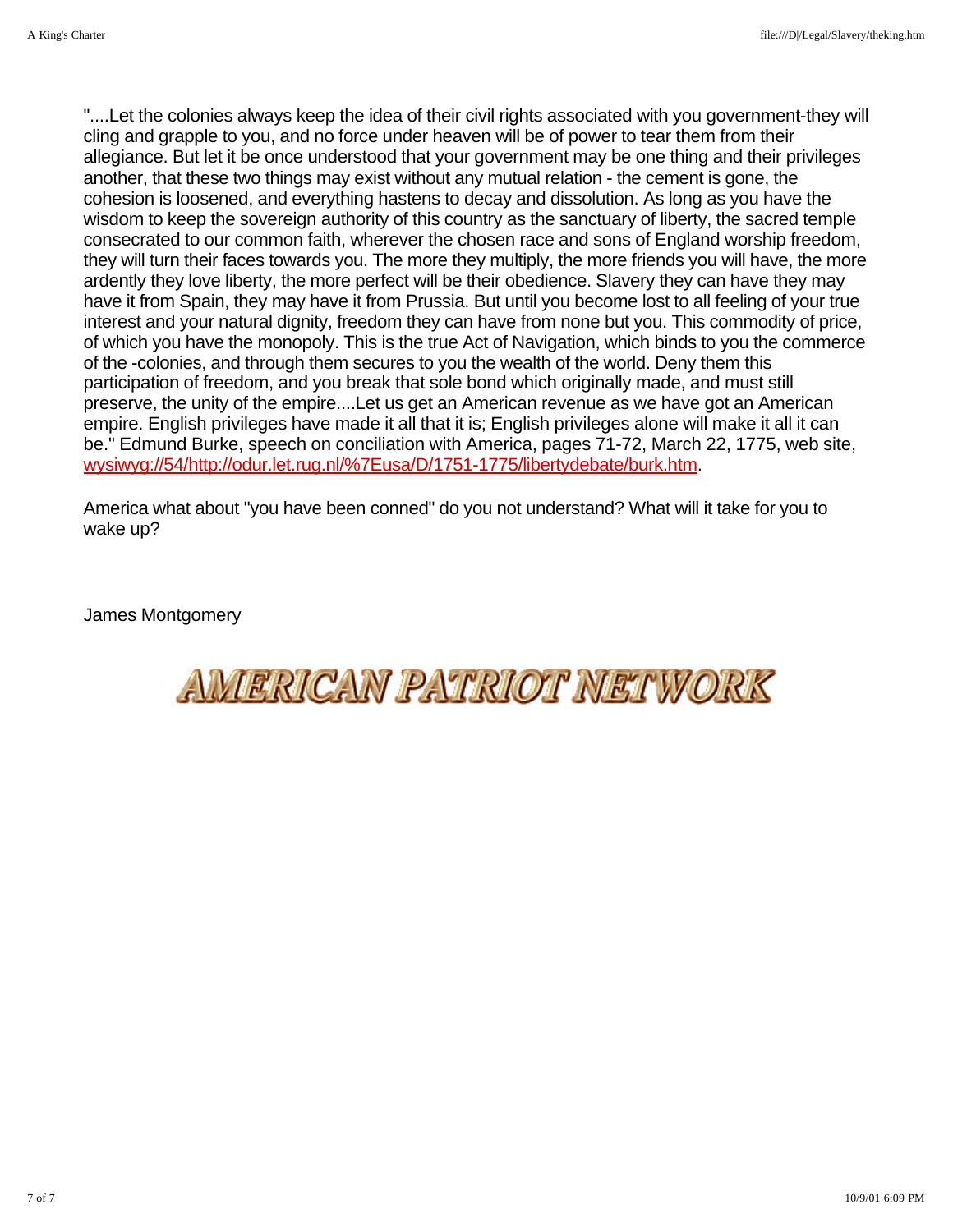"....Let the colonies always keep the idea of their civil rights associated with you government-they will cling and grapple to you, and no force under heaven will be of power to tear them from their allegiance. But let it be once understood that your government may be one thing and their privileges another, that these two things may exist without any mutual relation - the cement is gone, the cohesion is loosened, and everything hastens to decay and dissolution. As long as you have the wisdom to keep the sovereign authority of this country as the sanctuary of liberty, the sacred temple consecrated to our common faith, wherever the chosen race and sons of England worship freedom, they will turn their faces towards you. The more they multiply, the more friends you will have, the more ardently they love liberty, the more perfect will be their obedience. Slavery they can have they may have it from Spain, they may have it from Prussia. But until you become lost to all feeling of your true interest and your natural dignity, freedom they can have from none but you. This commodity of price, of which you have the monopoly. This is the true Act of Navigation, which binds to you the commerce of the -colonies, and through them secures to you the wealth of the world. Deny them this participation of freedom, and you break that sole bond which originally made, and must still preserve, the unity of the empire....Let us get an American revenue as we have got an American empire. English privileges have made it all that it is; English privileges alone will make it all it can be." Edmund Burke, speech on conciliation with America, pages 71-72, March 22, 1775, web site, wysiwyg://54/http://odur.let.rug.nl/%7Eusa/D/1751-1775/libertydebate/burk.htm.

America what about "you have been conned" do you not understand? What will it take for you to wake up?

James Montgomery

AMERICAN PATRIOT NETWORK